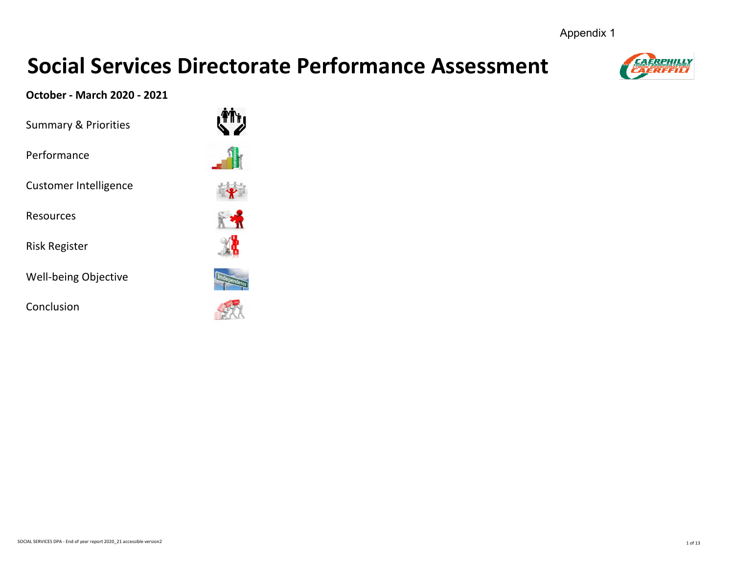Appendix 1

# Social Services Directorate Performance Assessment

**October - March 2020 - 2021**

Summary & Priorities

Performance

Customer Intelligence

Resources

Risk Register

Well-being Objective

Conclusion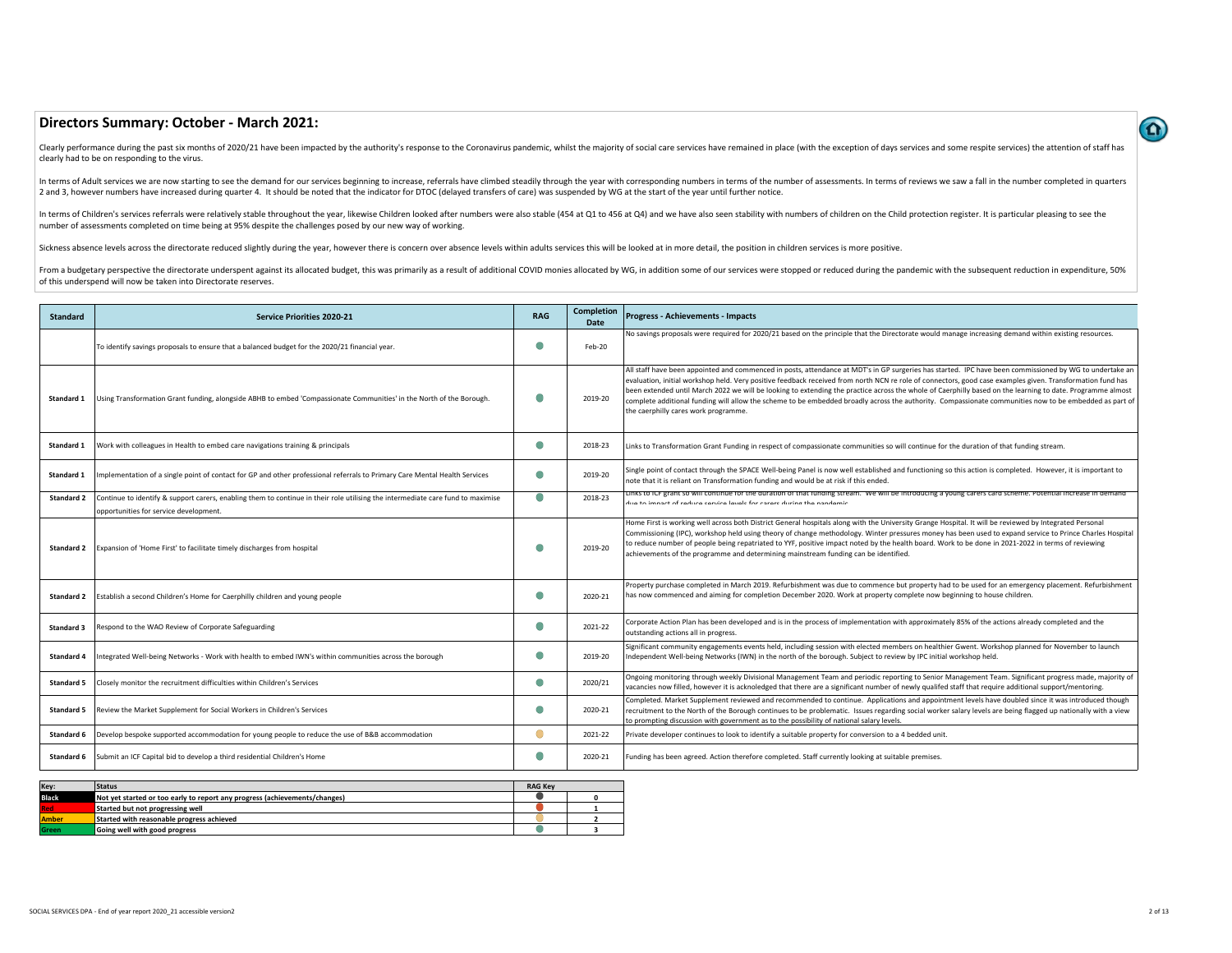## Directors Summary: October - March 2021:

Clearly performance during the past six months of 2020/21 have been impacted by the authority's response to the Coronavirus pandemic, whilst the majority of social care services have remained in place (with the exception of days services and some respite services) the attention of staff has clearly had to be on responding to the virus.

In terms of Adult services we are now starting to see the demand for our services beginning to increase, referrals have climbed steadily through the year with corresponding numbers in terms of the number of assessments. In terms of reviews we saw a fall in the number completed in quarters 2 and 3, however numbers have increased during quarter 4. It should be noted that the indicator for DTOC (delayed transfers of care) was suspended by WG at the start of the year until further notice.

In terms of Children's services referrals were relatively stable throughout the year, likewise Children looked after numbers were also stable (454 at Q1 to 456 at Q4) and we have also seen stability with numbers of children on the Child protection register. It is particular pleasing to see the number of assessments completed on time being at 95% despite the challenges posed by our new way of working.

Sickness absence levels across the directorate reduced slightly during the year, however there is concern over absence levels within adults services this will be looked at in more detail, the position in children services is more positive.

From a budgetary perspective the directorate underspent against its allocated budget, this was primarily as a result of additional COVID monies allocated by WG, in addition some of our services were stopped or reduced during the pandemic with the subsequent reduction in expenditure, 50% of this underspend will now be taken into Directorate reserves.

| Standard | Service Priorities 2020-21 | RAG | Completion Date | Progress - Achievements - Impacts |
|---|---|---|---|---|
| | To identify savings proposals to ensure that a balanced budget for the 2020/21 financial year. | Green | Feb-20 | No savings proposals were required for 2020/21 based on the principle that the Directorate would manage increasing demand within existing resources. |
| Standard 1 | Using Transformation Grant funding, alongside ABHB to embed 'Compassionate Communities' in the North of the Borough. | Green | 2019-20 | All staff have been appointed and commenced in posts, attendance at MDT's in GP surgeries has started. IPC have been commissioned by WG to undertake an evaluation, initial workshop held. Very positive feedback received from north NCN re role of connectors, good case examples given. Transformation fund has been extended until March 2022 we will be looking to extending the practice across the whole of Caerphilly based on the learning to date. Programme almost complete additional funding will allow the scheme to be embedded broadly across the authority. Compassionate communities now to be embedded as part of the caerphilly cares work programme. |
| Standard 1 | Work with colleagues in Health to embed care navigations training & principals | Green | 2018-23 | Links to Transformation Grant Funding in respect of compassionate communities so will continue for the duration of that funding stream. |
| Standard 1 | Implementation of a single point of contact for GP and other professional referrals to Primary Care Mental Health Services | Green | 2019-20 | Single point of contact through the SPACE Well-being Panel is now well established and functioning so this action is completed. However, it is important to note that it is reliant on Transformation funding and would be at risk if this ended. |
| Standard 2 | Continue to identify & support carers, enabling them to continue in their role utilising the intermediate care fund to maximise opportunities for service development. | Green | 2018-23 | Links to ICF grant so will continue for the duration of that funding stream. We will be introducing a young carers card scheme. Potential increase in demand due to impact of reduce service levels for carers during the pandemic |
| Standard 2 | Expansion of 'Home First' to facilitate timely discharges from hospital | Green | 2019-20 | Home First is working well across both District General hospitals along with the University Grange Hospital. It will be reviewed by Integrated Personal Commissioning (IPC), workshop held using theory of change methodology. Winter pressures money has been used to expand service to Prince Charles Hospital to reduce number of people being repatriated to YYF, positive impact noted by the health board. Work to be done in 2021-2022 in terms of reviewing achievements of the programme and determining mainstream funding can be identified. |
| Standard 2 | Establish a second Children's Home for Caerphilly children and young people | Green | 2020-21 | Property purchase completed in March 2019. Refurbishment was due to commence but property had to be used for an emergency placement. Refurbishment has now commenced and aiming for completion December 2020. Work at property complete now beginning to house children. |
| Standard 3 | Respond to the WAO Review of Corporate Safeguarding | Green | 2021-22 | Corporate Action Plan has been developed and is in the process of implementation with approximately 85% of the actions already completed and the outstanding actions all in progress. |
| Standard 4 | Integrated Well-being Networks - Work with health to embed IWN's within communities across the borough | Green | 2019-20 | Significant community engagements events held, including session with elected members on healthier Gwent. Workshop planned for November to launch Independent Well-being Networks (IWN) in the north of the borough. Subject to review by IPC initial workshop held. |
| Standard 5 | Closely monitor the recruitment difficulties within Children's Services | Green | 2020/21 | Ongoing monitoring through weekly Divisional Management Team and periodic reporting to Senior Management Team. Significant progress made, majority of vacancies now filled, however it is acknowledged that there are a significant number of newly qualifed staff that require additional support/mentoring. |
| Standard 5 | Review the Market Supplement for Social Workers in Children's Services | Green | 2020-21 | Completed. Market Supplement reviewed and recommended to continue. Applications and appointment levels have doubled since it was introduced though recruitment to the North of the Borough continues to be problematic. Issues regarding social worker salary levels are being flagged up nationally with a view to prompting discussion with government as to the possibility of national salary levels. |
| Standard 6 | Develop bespoke supported accommodation for young people to reduce the use of B&B accommodation | Amber | 2021-22 | Private developer continues to look to identify a suitable property for conversion to a 4 bedded unit. |
| Standard 6 | Submit an ICF Capital bid to develop a third residential Children's Home | Green | 2020-21 | Funding has been agreed. Action therefore completed. Staff currently looking at suitable premises. |

| Key: | Status | RAG Key | |
|---|---|---|---|
| Black | Not yet started or too early to report any progress (achievements/changes) | Black | 0 |
| Red | Started but not progressing well | Red | 1 |
| Amber | Started with reasonable progress achieved | Amber | 2 |
| Green | Going well with good progress | Green | 3 |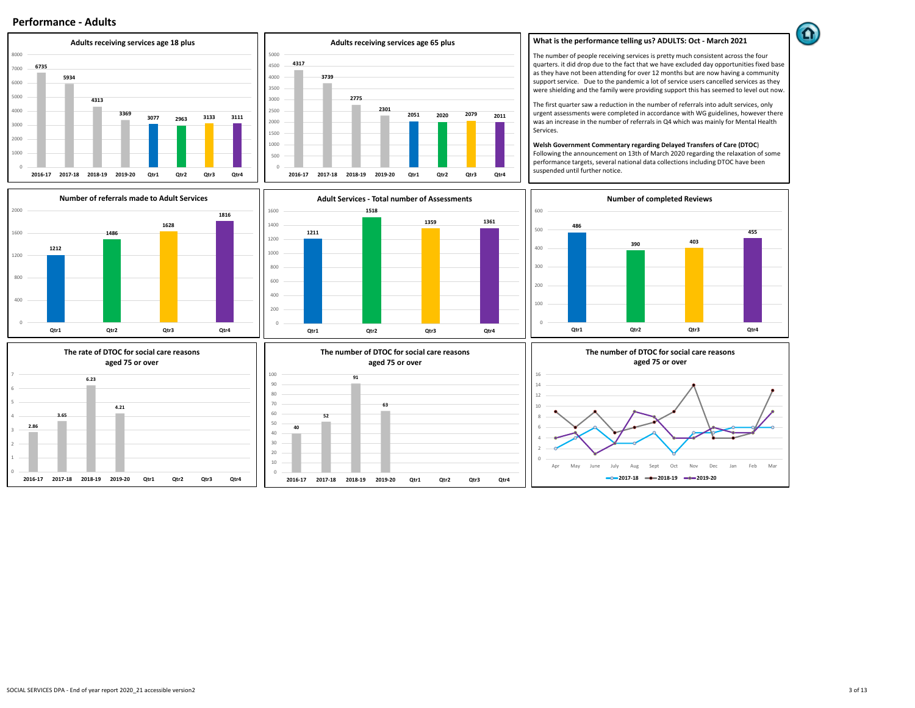# Performance - Adults

**Adults receiving services age 18 plus**

| 2016-17 | 2017-18 | 2018-19 | 2019-20 | Qtr1 | Qtr2 | Qtr3 | Qtr4 |
|---|---|---|---|---|---|---|---|
| 6735 | 5934 | 4313 | 3369 | 3077 | 2963 | 3133 | 3111 |

**Adults receiving services age 65 plus**

| 2016-17 | 2017-18 | 2018-19 | 2019-20 | Qtr1 | Qtr2 | Qtr3 | Qtr4 |
|---|---|---|---|---|---|---|---|
| 4317 | 3739 | 2775 | 2301 | 2051 | 2020 | 2079 | 2011 |

**What is the performance telling us? ADULTS: Oct - March 2021**

The number of people receiving services is pretty much consistent across the four quarters. it did drop due to the fact that we have excluded day opportunities fixed base as they have not been attending for over 12 months but are now having a community support service. Due to the pandemic a lot of service users cancelled services as they were shielding and the family were providing support this has seemed to level out now.

The first quarter saw a reduction in the number of referrals into adult services, only urgent assessments were completed in accordance with WG guidelines, however there was an increase in the number of referrals in Q4 which was mainly for Mental Health Services.

**Welsh Government Commentary regarding Delayed Transfers of Care (DTOC)**
Following the announcement on 13th of March 2020 regarding the relaxation of some performance targets, several national data collections including DTOC have been suspended until further notice.

**Number of referrals made to Adult Services**

| Qtr1 | Qtr2 | Qtr3 | Qtr4 |
|---|---|---|---|
| 1212 | 1486 | 1628 | 1816 |

**Adult Services - Total number of Assessments**

| Qtr1 | Qtr2 | Qtr3 | Qtr4 |
|---|---|---|---|
| 1211 | 1518 | 1359 | 1361 |

**Number of completed Reviews**

| Qtr1 | Qtr2 | Qtr3 | Qtr4 |
|---|---|---|---|
| 486 | 390 | 403 | 455 |

**The rate of DTOC for social care reasons aged 75 or over**

| 2016-17 | 2017-18 | 2018-19 | 2019-20 | Qtr1 | Qtr2 | Qtr3 | Qtr4 |
|---|---|---|---|---|---|---|---|
| 2.86 | 3.65 | 6.23 | 4.21 | | | | |

**The number of DTOC for social care reasons aged 75 or over**

| 2016-17 | 2017-18 | 2018-19 | 2019-20 | Qtr1 | Qtr2 | Qtr3 | Qtr4 |
|---|---|---|---|---|---|---|---|
| 40 | 52 | 91 | 63 | | | | |

**The number of DTOC for social care reasons aged 75 or over**

| | Apr | May | June | July | Aug | Sept | Oct | Nov | Dec | Jan | Feb | Mar |
|---|---|---|---|---|---|---|---|---|---|---|---|---|
| 2017-18 | 2 | 4 | 6 | 3 | 3 | 5 | 1 | 5 | 5 | 6 | 6 | 6 |
| 2018-19 | 9 | 6 | 9 | 5 | 6 | 7 | 9 | 14 | 4 | 4 | 5 | 13 |
| 2019-20 | 4 | 5 | 1 | 3 | 9 | 8 | 4 | 4 | 6 | 5 | 5 | 9 |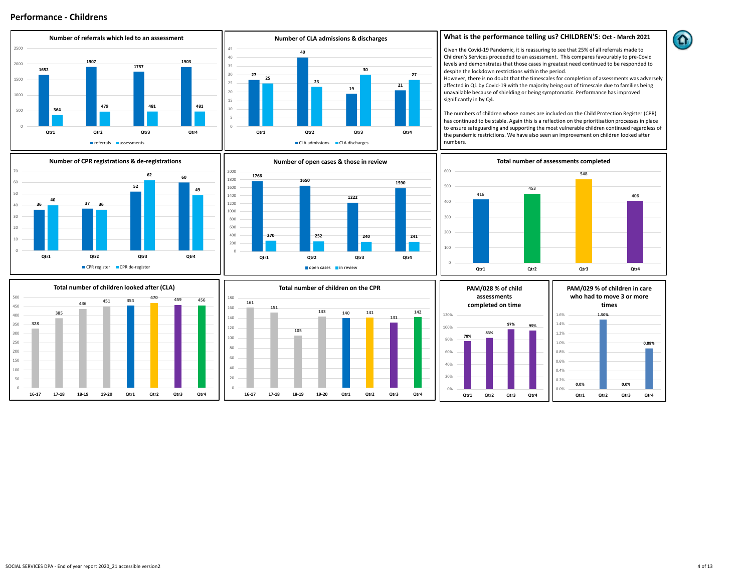# Performance - Childrens

### Number of referrals which led to an assessment

| | Qtr1 | Qtr2 | Qtr3 | Qtr4 |
|---|---|---|---|---|
| referrals | 1652 | 1907 | 1757 | 1903 |
| assessments | 364 | 479 | 481 | 481 |

### Number of CLA admissions & discharges

| | Qtr1 | Qtr2 | Qtr3 | Qtr4 |
|---|---|---|---|---|
| CLA admissions | 27 | 40 | 19 | 21 |
| CLA discharges | 25 | 23 | 30 | 27 |

### What is the performance telling us? CHILDREN'S: Oct - March 2021

Given the Covid-19 Pandemic, it is reassuring to see that 25% of all referrals made to Children's Services proceeded to an assessment. This compares favourably to pre-Covid levels and demonstrates that those cases in greatest need continued to be responded to despite the lockdown restrictions within the period.

However, there is no doubt that the timescales for completion of assessments was adversely affected in Q1 by Covid-19 with the majority being out of timescale due to families being unavailable because of shielding or being symptomatic. Performance has improved significantly in by Q4.

The numbers of children whose names are included on the Child Protection Register (CPR) has continued to be stable. Again this is a reflection on the prioritisation processes in place to ensure safeguarding and supporting the most vulnerable children continued regardless of the pandemic restrictions. We have also seen an improvement on children looked after numbers.

### Number of CPR registrations & de-registrations

| | Qtr1 | Qtr2 | Qtr3 | Qtr4 |
|---|---|---|---|---|
| CPR register | 36 | 37 | 52 | 60 |
| CPR de-register | 40 | 36 | 62 | 49 |

### Number of open cases & those in review

| | Qtr1 | Qtr2 | Qtr3 | Qtr4 |
|---|---|---|---|---|
| open cases | 1766 | 1650 | 1222 | 1590 |
| in review | 270 | 252 | 240 | 241 |

### Total number of assessments completed

| Qtr1 | Qtr2 | Qtr3 | Qtr4 |
|---|---|---|---|
| 416 | 453 | 548 | 406 |

### Total number of children looked after (CLA)

| 16-17 | 17-18 | 18-19 | 19-20 | Qtr1 | Qtr2 | Qtr3 | Qtr4 |
|---|---|---|---|---|---|---|---|
| 328 | 385 | 436 | 451 | 454 | 470 | 459 | 456 |

### Total number of children on the CPR

| 16-17 | 17-18 | 18-19 | 19-20 | Qtr1 | Qtr2 | Qtr3 | Qtr4 |
|---|---|---|---|---|---|---|---|
| 161 | 151 | 105 | 143 | 140 | 141 | 131 | 142 |

### PAM/028 % of child assessments completed on time

| Qtr1 | Qtr2 | Qtr3 | Qtr4 |
|---|---|---|---|
| 78% | 83% | 97% | 95% |

### PAM/029 % of children in care who had to move 3 or more times

| Qtr1 | Qtr2 | Qtr3 | Qtr4 |
|---|---|---|---|
| 0.0% | 1.50% | 0.0% | 0.88% |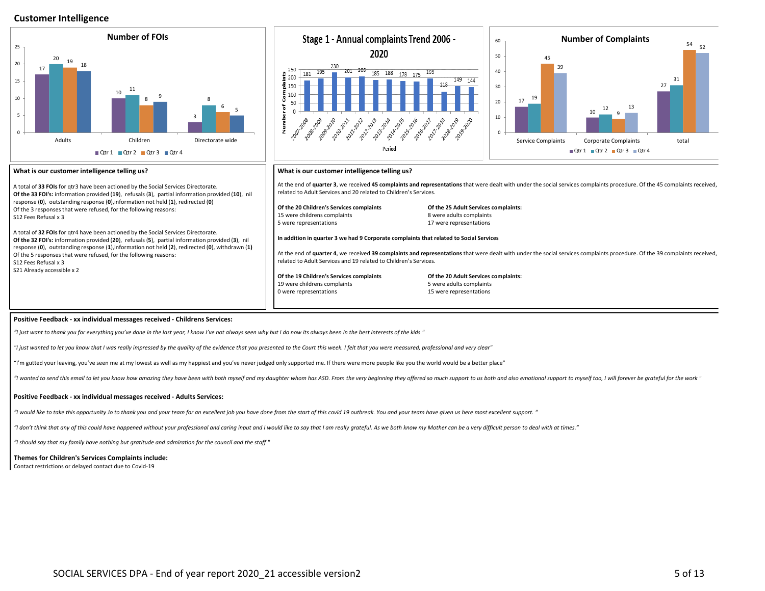## Customer Intelligence

**Number of FOIs**

| | Qtr 1 | Qtr 2 | Qtr 3 | Qtr 4 |
|---|---|---|---|---|
| Adults | 17 | 20 | 19 | 18 |
| Children | 10 | 11 | 8 | 9 |
| Directorate wide | 3 | 8 | 6 | 5 |

**Stage 1 - Annual complaints Trend 2006 - 2020**

| Period | Number of Complaints |
|---|---|
| 2007-2008 | 181 |
| 2008-2009 | 195 |
| 2009-2010 | 230 |
| 2010-2011 | 201 |
| 2011-2012 | 206 |
| 2012-2013 | 185 |
| 2013-2014 | 188 |
| 2014-2015 | 178 |
| 2015-2016 | 175 |
| 2016-2017 | 193 |
| 2017-2018 | 118 |
| 2018-2019 | 149 |
| 2019-2020 | 144 |

**Number of Complaints**

| | Qtr 1 | Qtr 2 | Qtr 3 | Qtr 4 |
|---|---|---|---|---|
| Service Complaints | 17 | 19 | 45 | 39 |
| Corporate Complaints | 10 | 12 | 9 | 13 |
| total | 27 | 31 | 54 | 52 |

### What is our customer intelligence telling us?

A total of **33 FOIs** for qtr3 have been actioned by the Social Services Directorate.
**Of the 33 FOI's:** information provided (**19**), refusals (**3**), partial information provided (**10**), nil response (**0**), outstanding response (**0**),information not held (**1**), redirected (**0**)
Of the 3 responses that were refused, for the following reasons:
S12 Fees Refusal x 3

A total of **32 FOIs** for qtr4 have been actioned by the Social Services Directorate.
**Of the 32 FOI's:** information provided (**20**), refusals (**5**), partial information provided (**3**), nil response (**0**), outstanding response (**1**),information not held (**2**), redirected (**0**), withdrawn (**1**)
Of the 5 responses that were refused, for the following reasons:
S12 Fees Refusal x 3
S21 Already accessible x 2

### What is our customer intelligence telling us?

At the end of **quarter 3**, we received **45 complaints and representations** that were dealt with under the social services complaints procedure. Of the 45 complaints received, related to Adult Services and 20 related to Children's Services.

**Of the 20 Children's Services complaints**
15 were childrens complaints
5 were representations

**Of the 25 Adult Services complaints:**
8 were adults complaints
17 were representations

**In addition in quarter 3 we had 9 Corporate complaints that related to Social Services**

At the end of **quarter 4**, we received **39 complaints and representations** that were dealt with under the social services complaints procedure. Of the 39 complaints received, related to Adult Services and 19 related to Children's Services.

**Of the 19 Children's Services complaints**
19 were childrens complaints
0 were representations

**Of the 20 Adult Services complaints:**
5 were adults complaints
15 were representations

**Positive Feedback - xx individual messages received - Childrens Services:**

*"I just want to thank you for everything you've done in the last year, I know I've not always seen why but I do now its always been in the best interests of the kids "*

*"I just wanted to let you know that I was really impressed by the quality of the evidence that you presented to the Court this week. I felt that you were measured, professional and very clear"*

"I'm gutted your leaving, you've seen me at my lowest as well as my happiest and you've never judged only supported me. If there were more people like you the world would be a better place"

*"I wanted to send this email to let you know how amazing they have been with both myself and my daughter whom has ASD. From the very beginning they offered so much support to us both and also emotional support to myself too, I will forever be grateful for the work "*

**Positive Feedback - xx individual messages received - Adults Services:**

*"I would like to take this opportunity Jo to thank you and your team for an excellent job you have done from the start of this covid 19 outbreak. You and your team have given us here most excellent support. "*

*"I don't think that any of this could have happened without your professional and caring input and I would like to say that I am really grateful. As we both know my Mother can be a very difficult person to deal with at times."*

*"I should say that my family have nothing but gratitude and admiration for the council and the staff "*

**Themes for Children's Services Complaints include:**
Contact restrictions or delayed contact due to Covid-19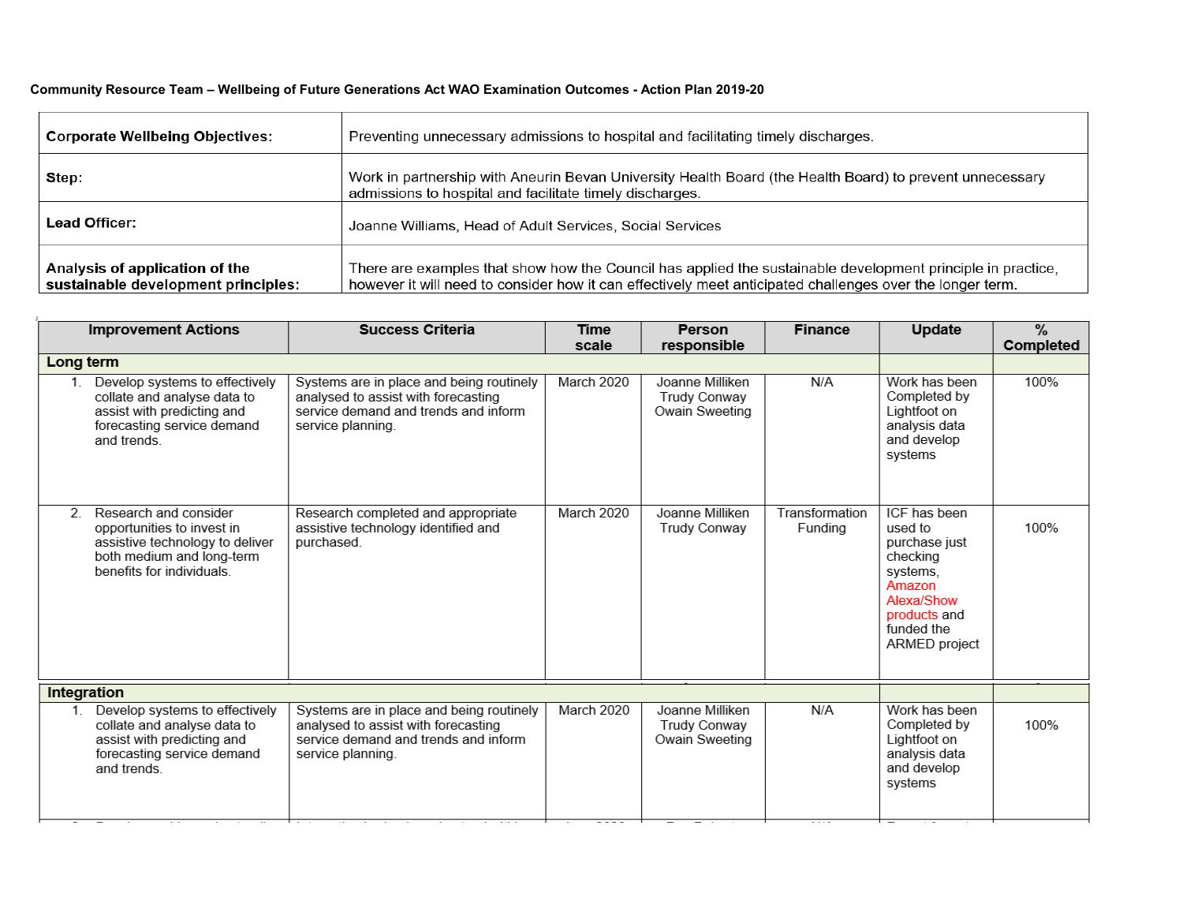**Community Resource Team – Wellbeing of Future Generations Act WAO Examination Outcomes - Action Plan 2019-20**

| | |
|---|---|
| **Corporate Wellbeing Objectives:** | Preventing unnecessary admissions to hospital and facilitating timely discharges. |
| **Step:** | Work in partnership with Aneurin Bevan University Health Board (the Health Board) to prevent unnecessary admissions to hospital and facilitate timely discharges. |
| **Lead Officer:** | Joanne Williams, Head of Adult Services, Social Services |
| **Analysis of application of the sustainable development principles:** | There are examples that show how the Council has applied the sustainable development principle in practice, however it will need to consider how it can effectively meet anticipated challenges over the longer term. |

| Improvement Actions | Success Criteria | Time scale | Person responsible | Finance | Update | % Completed |
|---|---|---|---|---|---|---|
| **Long term** | | | | | | |
| 1. Develop systems to effectively collate and analyse data to assist with predicting and forecasting service demand and trends. | Systems are in place and being routinely analysed to assist with forecasting service demand and trends and inform service planning. | March 2020 | Joanne Milliken<br>Trudy Conway<br>Owain Sweeting | N/A | Work has been Completed by Lightfoot on analysis data and develop systems | 100% |
| 2. Research and consider opportunities to invest in assistive technology to deliver both medium and long-term benefits for individuals. | Research completed and appropriate assistive technology identified and purchased. | March 2020 | Joanne Milliken<br>Trudy Conway | Transformation Funding | ICF has been used to purchase just checking systems, Amazon Alexa/Show products and funded the ARMED project | 100% |
| **Integration** | | | | | | |
| 1. Develop systems to effectively collate and analyse data to assist with predicting and forecasting service demand and trends. | Systems are in place and being routinely analysed to assist with forecasting service demand and trends and inform service planning. | March 2020 | Joanne Milliken<br>Trudy Conway<br>Owain Sweeting | N/A | Work has been Completed by Lightfoot on analysis data and develop systems | 100% |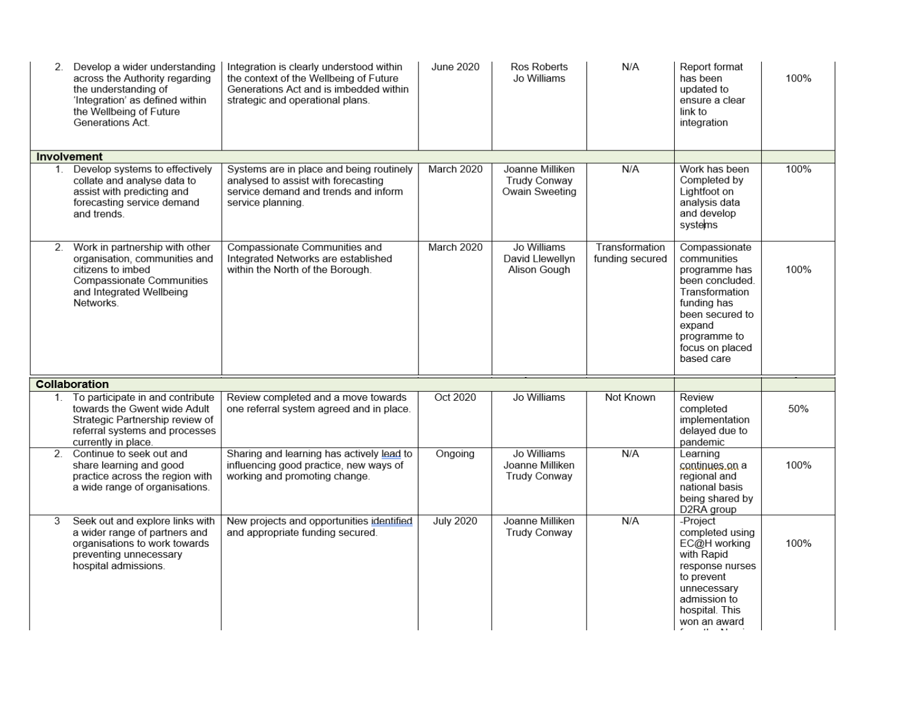| | | | | | | |
|---|---|---|---|---|---|---|
| 2. Develop a wider understanding across the Authority regarding the understanding of 'Integration' as defined within the Wellbeing of Future Generations Act. | Integration is clearly understood within the context of the Wellbeing of Future Generations Act and is imbedded within strategic and operational plans. | June 2020 | Ros Roberts<br>Jo Williams | N/A | Report format has been updated to ensure a clear link to integration | 100% |
| **Involvement** | | | | | | |
| 1. Develop systems to effectively collate and analyse data to assist with predicting and forecasting service demand and trends. | Systems are in place and being routinely analysed to assist with forecasting service demand and trends and inform service planning. | March 2020 | Joanne Milliken<br>Trudy Conway<br>Owain Sweeting | N/A | Work has been Completed by Lightfoot on analysis data and develop systems | 100% |
| 2. Work in partnership with other organisation, communities and citizens to imbed Compassionate Communities and Integrated Wellbeing Networks. | Compassionate Communities and Integrated Networks are established within the North of the Borough. | March 2020 | Jo Williams<br>David Llewellyn<br>Alison Gough | Transformation funding secured | Compassionate communities programme has been concluded. Transformation funding has been secured to expand programme to focus on placed based care | 100% |
| **Collaboration** | | | | | | |
| 1. To participate in and contribute towards the Gwent wide Adult Strategic Partnership review of referral systems and processes currently in place. | Review completed and a move towards one referral system agreed and in place. | Oct 2020 | Jo Williams | Not Known | Review completed implementation delayed due to pandemic | 50% |
| 2. Continue to seek out and share learning and good practice across the region with a wide range of organisations. | Sharing and learning has actively lead to influencing good practice, new ways of working and promoting change. | Ongoing | Jo Williams<br>Joanne Milliken<br>Trudy Conway | N/A | Learning continues on a regional and national basis being shared by D2RA group | 100% |
| 3 Seek out and explore links with a wider range of partners and organisations to work towards preventing unnecessary hospital admissions. | New projects and opportunities identified and appropriate funding secured. | July 2020 | Joanne Milliken<br>Trudy Conway | N/A | -Project completed using EC@H working with Rapid response nurses to prevent unnecessary admission to hospital. This won an award | 100% |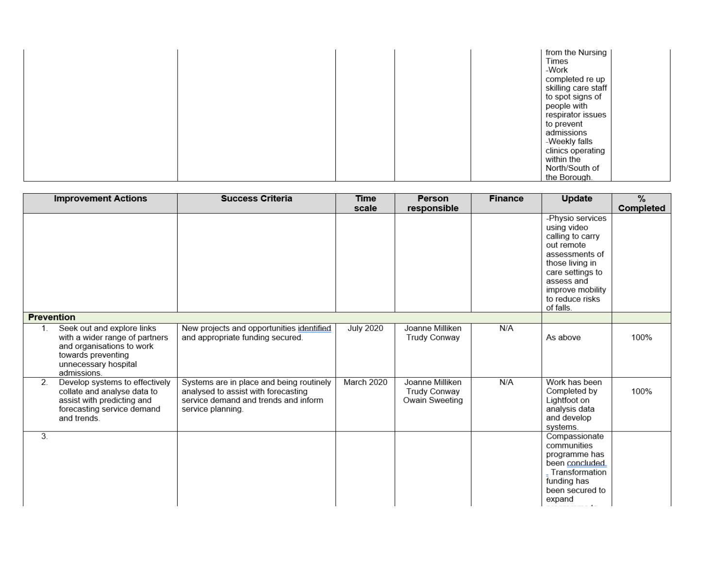| | | | | | | |
|---|---|---|---|---|---|---|
| | | | | | from the Nursing Times<br>-Work completed re up skilling care staff to spot signs of people with respirator issues to prevent admissions<br>-Weekly falls clinics operating within the North/South of the Borough. | |

| Improvement Actions | Success Criteria | Time scale | Person responsible | Finance | Update | % Completed |
|---|---|---|---|---|---|---|
| | | | | | -Physio services using video calling to carry out remote assessments of those living in care settings to assess and improve mobility to reduce risks of falls. | |
| **Prevention** | | | | | | |
| 1. Seek out and explore links with a wider range of partners and organisations to work towards preventing unnecessary hospital admissions. | New projects and opportunities identified and appropriate funding secured. | July 2020 | Joanne Milliken<br>Trudy Conway | N/A | As above | 100% |
| 2. Develop systems to effectively collate and analyse data to assist with predicting and forecasting service demand and trends. | Systems are in place and being routinely analysed to assist with forecasting service demand and trends and inform service planning. | March 2020 | Joanne Milliken<br>Trudy Conway<br>Owain Sweeting | N/A | Work has been Completed by Lightfoot on analysis data and develop systems. | 100% |
| 3. | | | | | Compassionate communities programme has been concluded. Transformation funding has been secured to expand | |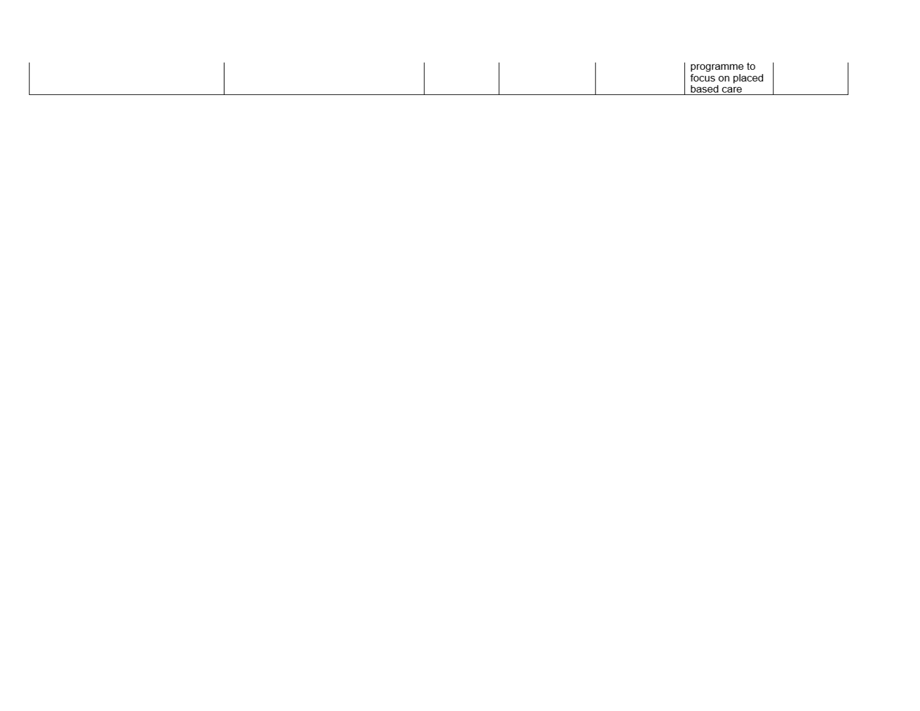| | | | | | | |
|---|---|---|---|---|---|---|
| | | | | | programme to focus on placed based care | |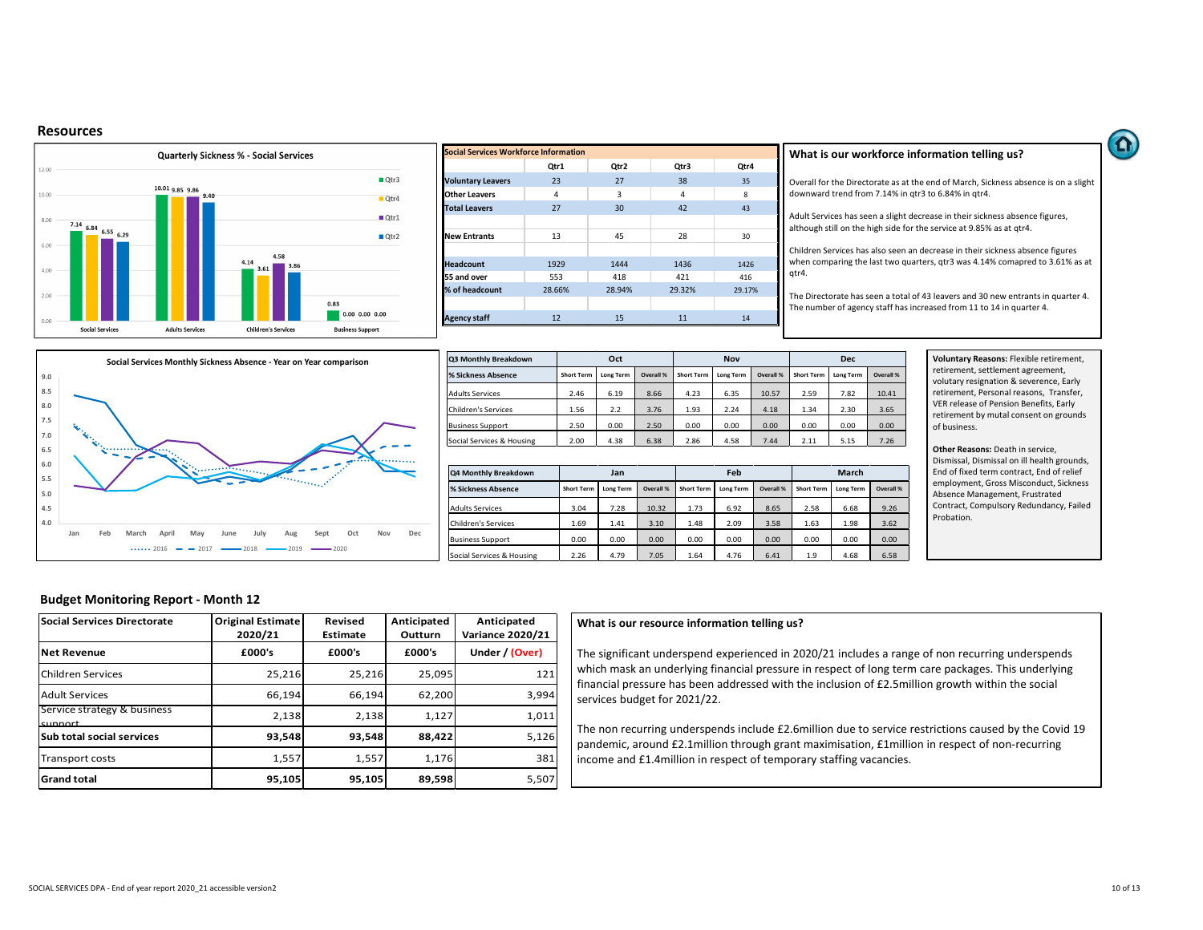## Resources

**Quarterly Sickness % - Social Services**

| | Qtr3 | Qtr4 | Qtr1 | Qtr2 |
|---|---|---|---|---|
| Social Services | 7.14 | 6.84 | 6.55 | 6.29 |
| Adults Services | 10.01 | 9.85 | 9.86 | 9.40 |
| Children's Services | 4.14 | 3.61 | 4.58 | 3.86 |
| Business Support | 0.83 | 0.00 | 0.00 | 0.00 |

| Social Services Workforce Information | Qtr1 | Qtr2 | Qtr3 | Qtr4 |
|---|---|---|---|---|
| Voluntary Leavers | 23 | 27 | 38 | 35 |
| Other Leavers | 4 | 3 | 4 | 8 |
| Total Leavers | 27 | 30 | 42 | 43 |
| New Entrants | 13 | 45 | 28 | 30 |
| Headcount | 1929 | 1444 | 1436 | 1426 |
| 55 and over | 553 | 418 | 421 | 416 |
| % of headcount | 28.66% | 28.94% | 29.32% | 29.17% |
| Agency staff | 12 | 15 | 11 | 14 |

### What is our workforce information telling us?

Overall for the Directorate as at the end of March, Sickness absence is on a slight downward trend from 7.14% in qtr3 to 6.84% in qtr4.

Adult Services has seen a slight decrease in their sickness absence figures, although still on the high side for the service at 9.85% as at qtr4.

Children Services has also seen an decrease in their sickness absence figures when comparing the last two quarters, qtr3 was 4.14% comapred to 3.61% as at qtr4.

The Directorate has seen a total of 43 leavers and 30 new entrants in quarter 4. The number of agency staff has increased from 11 to 14 in quarter 4.

**Social Services Monthly Sickness Absence - Year on Year comparison** (2016, 2017, 2018, 2019, 2020; Jan–Dec)

| Q3 Monthly Breakdown | Oct | | | Nov | | | Dec | | |
|---|---|---|---|---|---|---|---|---|---|
| % Sickness Absence | Short Term | Long Term | Overall % | Short Term | Long Term | Overall % | Short Term | Long Term | Overall % |
| Adults Services | 2.46 | 6.19 | 8.66 | 4.23 | 6.35 | 10.57 | 2.59 | 7.82 | 10.41 |
| Children's Services | 1.56 | 2.2 | 3.76 | 1.93 | 2.24 | 4.18 | 1.34 | 2.30 | 3.65 |
| Business Support | 2.50 | 0.00 | 2.50 | 0.00 | 0.00 | 0.00 | 0.00 | 0.00 | 0.00 |
| Social Services & Housing | 2.00 | 4.38 | 6.38 | 2.86 | 4.58 | 7.44 | 2.11 | 5.15 | 7.26 |

| Q4 Monthly Breakdown | Jan | | | Feb | | | March | | |
|---|---|---|---|---|---|---|---|---|---|
| % Sickness Absence | Short Term | Long Term | Overall % | Short Term | Long Term | Overall % | Short Term | Long Term | Overall % |
| Adults Services | 3.04 | 7.28 | 10.32 | 1.73 | 6.92 | 8.65 | 2.58 | 6.68 | 9.26 |
| Children's Services | 1.69 | 1.41 | 3.10 | 1.48 | 2.09 | 3.58 | 1.63 | 1.98 | 3.62 |
| Business Support | 0.00 | 0.00 | 0.00 | 0.00 | 0.00 | 0.00 | 0.00 | 0.00 | 0.00 |
| Social Services & Housing | 2.26 | 4.79 | 7.05 | 1.64 | 4.76 | 6.41 | 1.9 | 4.68 | 6.58 |

**Voluntary Reasons:** Flexible retirement, retirement, settlement agreement, volutary resignation & severence, Early retirement, Personal reasons, Transfer, VER release of Pension Benefits, Early retirement by mutal consent on grounds of business.

**Other Reasons:** Death in service, Dismissal, Dismissal on ill health grounds, End of fixed term contract, End of relief employment, Gross Misconduct, Sickness Absence Management, Frustrated Contract, Compulsory Redundancy, Failed Probation.

## Budget Monitoring Report - Month 12

| Social Services Directorate | Original Estimate 2020/21 | Revised Estimate | Anticipated Outturn | Anticipated Variance 2020/21 |
|---|---|---|---|---|
| **Net Revenue** | **£000's** | **£000's** | **£000's** | **Under / (Over)** |
| Children Services | 25,216 | 25,216 | 25,095 | 121 |
| Adult Services | 66,194 | 66,194 | 62,200 | 3,994 |
| Service strategy & business support | 2,138 | 2,138 | 1,127 | 1,011 |
| **Sub total social services** | **93,548** | **93,548** | **88,422** | **5,126** |
| Transport costs | 1,557 | 1,557 | 1,176 | 381 |
| **Grand total** | **95,105** | **95,105** | **89,598** | **5,507** |

### What is our resource information telling us?

The significant underspend experienced in 2020/21 includes a range of non recurring underspends which mask an underlying financial pressure in respect of long term care packages. This underlying financial pressure has been addressed with the inclusion of £2.5million growth within the social services budget for 2021/22.

The non recurring underspends include £2.6million due to service restrictions caused by the Covid 19 pandemic, around £2.1million through grant maximisation, £1million in respect of non-recurring income and £1.4million in respect of temporary staffing vacancies.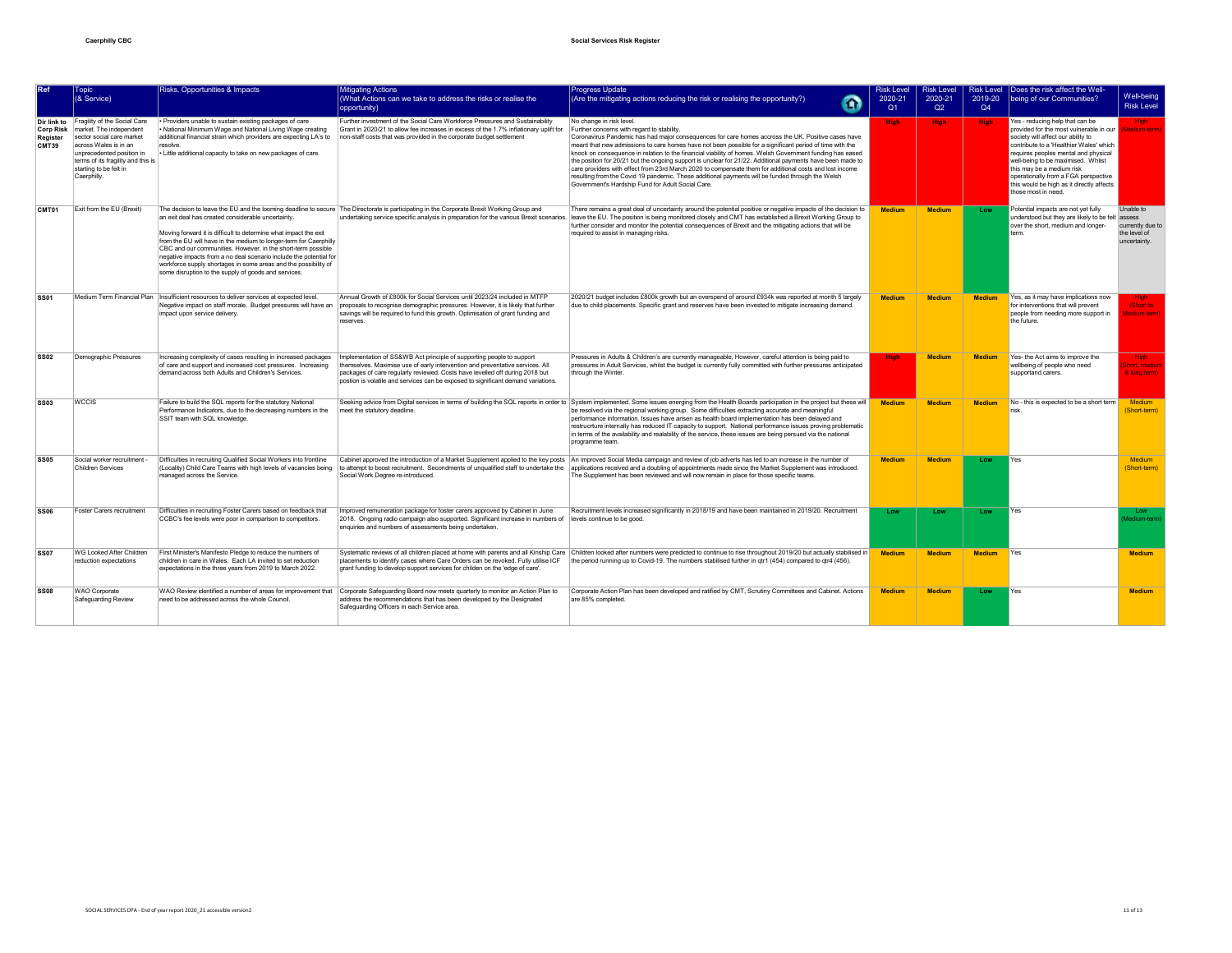Caerphilly CBC

Social Services Risk Register

| Ref | Topic (& Service) | Risks, Opportunities & Impacts | Mitigating Actions (What Actions can we take to address the risks or realise the opportunity) | Progress Update (Are the mitigating actions reducing the risk or realising the opportunity?) | Risk Level 2020-21 Q1 | Risk Level 2020-21 Q2 | Risk Level 2019-20 Q4 | Does the risk affect the Well-being of our Communities? | Well-being Risk Level |
|---|---|---|---|---|---|---|---|---|---|
| Dir link to Corp Risk Register CMT39 | Fragility of the Social Care market. The independent sector social care market across Wales is in an unprecedented position in terms of its fragility and this is starting to be felt in Caerphilly. | • Providers unable to sustain existing packages of care<br>• National Minimum Wage and National Living Wage creating additional financial strain which providers are expecting LA's to resolve.<br>• Little additional capacity to take on new packages of care. | Further investment of the Social Care Workforce Pressures and Sustainability Grant in 2020/21 to allow fee increases in excess of the 1.7% inflationary uplift for non-staff costs that was provided in the corporate budget settlement | No change in risk level.<br>Further concerns with regard to stability.<br>Coronavirus Pandemic has had major consequences for care homes accross the UK. Positive cases have meant that new admissions to care homes have not been possible for a significant period of time with the knock on consequence in relation to the financial viability of homes. Welsh Government funding has eased the position for 20/21 but the ongoing support is unclear for 21/22. Additional payments have been made to care providers with effect from 23rd March 2020 to compensate them for additional costs and lost income resulting from the Covid 19 pandemic. These additional payments will be funded through the Welsh Government's Hardship Fund for Adult Social Care. | High | High | High | Yes - reducing help that can be provided for the most vulnerable in our society will affect our ability to contribute to a 'Healthier Wales' which requires peoples mental and physical well-being to be maximised. Whilst this may be a medium risk operationally from a FGA perspective this would be high as it directly affects those most in need. | High (Medium-term) |
| CMT01 | Exit from the EU (Brexit) | The decision to leave the EU and the looming deadline to secure an exit deal has created considerable uncertainty.<br><br>Moving forward it is difficult to determine what impact the exit from the EU will have in the medium to longer-term for Caerphilly CBC and our communities. However, in the short-term possible negative impacts from a no deal scenario include the potential for workforce supply shortages in some areas and the possibility of some disruption to the supply of goods and services. | The Directorate is participating in the Corporate Brexit Working Group and undertaking service specific analysis in preparation for the various Brexit scenarios. | There remains a great deal of uncertainty around the potential positive or negative impacts of the decision to leave the EU. The position is being monitored closely and CMT has established a Brexit Working Group to further consider and monitor the potential consequences of Brexit and the mitigating actions that will be required to assist in managing risks. | Medium | Medium | Low | Potential impacts are not yet fully understood but they are likely to be felt over the short, medium and longer-term. | Unable to assess currently due to the level of uncertainty. |
| SS01 | Medium Term Financial Plan | Insufficient resources to deliver services at expected level. Negative impact on staff morale. Budget pressures will have an impact upon service delivery. | Annual Growth of £800k for Social Services until 2023/24 included in MTFP proposals to recognise demographic pressures. However, it is likely that further savings will be required to fund this growth. Optimisation of grant funding and reserves. | 2020/21 budget includes £800k growth but an overspend of around £934k was reported at month 5 largely due to child placements. Specific grant and reserves have been invested to mitigate increasing demand. | Medium | Medium | Medium | Yes, as it may have implications now for interventions that will prevent people from needing more support in the future. | High (Short to Medium term) |
| SS02 | Demographic Pressures | Increasing complexity of cases resulting in increased packages of care and support and increased cost pressures. Increasing demand across both Adults and Children's Services. | Implementation of SS&WB Act principle of supporting people to support themselves. Maximise use of early intervention and preventative services. All packages of care regularly reviewed. Costs have levelled off during 2018 but postion is volatile and services can be exposed to significant demand variations. | Pressures in Adults & Children's are currently manageable, However, careful attention is being paid to pressures in Adult Services, whilst the budget is currently fully committed with further pressures anticipated through the Winter. | High | Medium | Medium | Yes- the Act aims to improve the wellbeing of people who need supportand carers. | High (Short, medium & long term) |
| SS03 | WCCIS | Failure to build the SQL reports for the statutory National Performance Indicators, due to the decreasing numbers in the SSIT team with SQL knowledge. | Seeking advice from Digital services in terms of building the SQL reports in order to meet the statutory deadline. | System implemented. Some issues emerging from the Health Boards participation in the project but these will be resolved via the regional working group. Some difficulties extracting accurate and meaningful performance information. Issues have arisen as health board implementation has been delayed and restrucrture internally has reduced IT capacity to support. National performance issues proving problematic in terms of the availability and realability of the service, these issues are being persued via the national programme team. | Medium | Medium | Medium | No - this is expected to be a short term risk. | Medium (Short-term) |
| SS05 | Social worker recruitment - Children Services | Difficulties in recruiting Qualified Social Workers into frontline (Locality) Child Care Teams with high levels of vacancies being managed across the Service. | Cabinet approved the introduction of a Market Supplement applied to the key posts to attempt to boost recruitment. Secondments of unqualified staff to undertake the Social Work Degree re-introduced. | An improved Social Media campaign and review of job adverts has led to an increase in the number of applications received and a doubling of appointments made since the Market Supplement was introduced. The Supplement has been reviewed and will now remain in place for those specific teams. | Medium | Medium | Low | Yes | Medium (Short-term) |
| SS06 | Foster Carers recruitment | Difficulties in recruiting Foster Carers based on feedback that CCBC's fee levels were poor in comparison to competitors. | Improved remuneration package for foster carers approved by Cabinet in June 2018. Ongoing radio campaign also supported. Significant increase in numbers of enquiries and numbers of assessments being undertaken. | Recruitment levels increased significantly in 2018/19 and have been maintained in 2019/20. Recruitment levels continue to be good. | Low | Low | Low | Yes | Low (Medium-term) |
| SS07 | WG Looked After Children reduction expectations | First Minister's Manifesto Pledge to reduce the numbers of children in care in Wales. Each LA invited to set reduction expectations in the three years from 2019 to March 2022. | Systematic reviews of all children placed at home with parents and all Kinship Care placements to identify cases where Care Orders can be revoked. Fully utilise ICF grant funding to develop support services for childen on the 'edge of care'. | Children looked after numbers were predicted to continue to rise throughout 2019/20 but actually stabilised in the period running up to Covid-19. The numbers stabilised further in qtr1 (454) compared to qtr4 (456). | Medium | Medium | Medium | Yes | Medium |
| SS08 | WAO Corporate Safeguarding Review | WAO Review identified a number of areas for improvement that need to be addressed across the whole Council. | Corporate Safeguarding Board now meets quarterly to monitor an Action Plan to address the recommendations that has been developed by the Designated Safeguarding Officers in each Service area. | Corporate Action Plan has been developed and ratified by CMT, Scrutiny Committees and Cabinet. Actions are 85% completed. | Medium | Medium | Low | Yes | Medium |

SOCIAL SERVICES DPA - End of year report 2020_21 accessible version2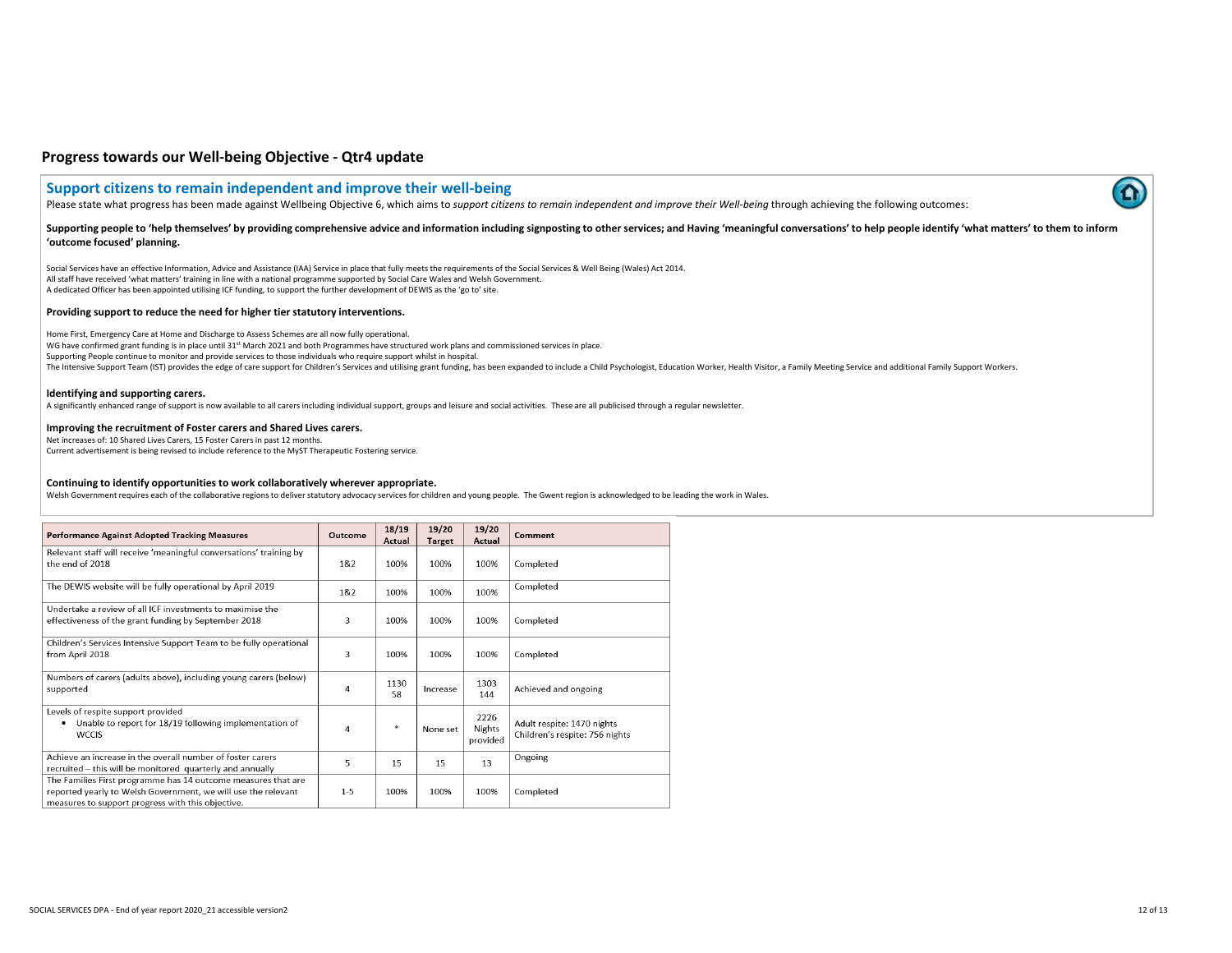## Progress towards our Well-being Objective - Qtr4 update

### Support citizens to remain independent and improve their well-being

Please state what progress has been made against Wellbeing Objective 6, which aims to *support citizens to remain independent and improve their Well-being* through achieving the following outcomes:

**Supporting people to 'help themselves' by providing comprehensive advice and information including signposting to other services; and Having 'meaningful conversations' to help people identify 'what matters' to them to inform 'outcome focused' planning.**

Social Services have an effective Information, Advice and Assistance (IAA) Service in place that fully meets the requirements of the Social Services & Well Being (Wales) Act 2014.
All staff have received 'what matters' training in line with a national programme supported by Social Care Wales and Welsh Government.
A dedicated Officer has been appointed utilising ICF funding, to support the further development of DEWIS as the 'go to' site.

**Providing support to reduce the need for higher tier statutory interventions.**

Home First, Emergency Care at Home and Discharge to Assess Schemes are all now fully operational.
WG have confirmed grant funding is in place until 31st March 2021 and both Programmes have structured work plans and commissioned services in place.
Supporting People continue to monitor and provide services to those individuals who require support whilst in hospital.
The Intensive Support Team (IST) provides the edge of care support for Children's Services and utilising grant funding, has been expanded to include a Child Psychologist, Education Worker, Health Visitor, a Family Meeting Service and additional Family Support Workers.

**Identifying and supporting carers.**

A significantly enhanced range of support is now available to all carers including individual support, groups and leisure and social activities. These are all publicised through a regular newsletter.

**Improving the recruitment of Foster carers and Shared Lives carers.**

Net increases of: 10 Shared Lives Carers, 15 Foster Carers in past 12 months.
Current advertisement is being revised to include reference to the MyST Therapeutic Fostering service.

**Continuing to identify opportunities to work collaboratively wherever appropriate.**

Welsh Government requires each of the collaborative regions to deliver statutory advocacy services for children and young people. The Gwent region is acknowledged to be leading the work in Wales.

| Performance Against Adopted Tracking Measures | Outcome | 18/19 Actual | 19/20 Target | 19/20 Actual | Comment |
|---|---|---|---|---|---|
| Relevant staff will receive 'meaningful conversations' training by the end of 2018 | 1&2 | 100% | 100% | 100% | Completed |
| The DEWIS website will be fully operational by April 2019 | 1&2 | 100% | 100% | 100% | Completed |
| Undertake a review of all ICF investments to maximise the effectiveness of the grant funding by September 2018 | 3 | 100% | 100% | 100% | Completed |
| Children's Services Intensive Support Team to be fully operational from April 2018 | 3 | 100% | 100% | 100% | Completed |
| Numbers of carers (adults above), including young carers (below) supported | 4 | 1130<br>58 | Increase | 1303<br>144 | Achieved and ongoing |
| Levels of respite support provided<br>• Unable to report for 18/19 following implementation of WCCIS | 4 | * | None set | 2226 Nights provided | Adult respite: 1470 nights<br>Children's respite: 756 nights |
| Achieve an increase in the overall number of foster carers recruited – this will be monitored quarterly and annually | 5 | 15 | 15 | 13 | Ongoing |
| The Families First programme has 14 outcome measures that are reported yearly to Welsh Government, we will use the relevant measures to support progress with this objective. | 1-5 | 100% | 100% | 100% | Completed |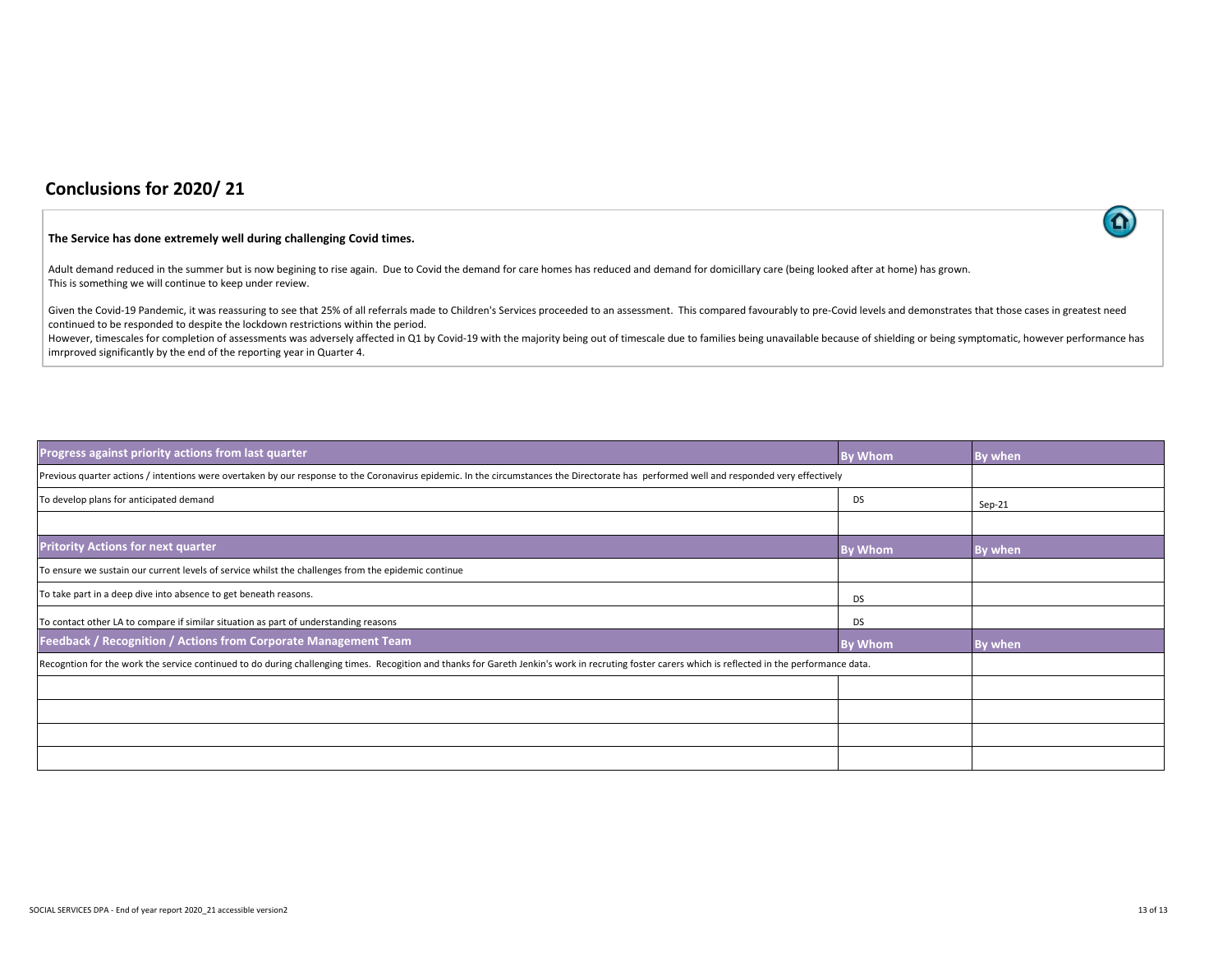## Conclusions for 2020/ 21

**The Service has done extremely well during challenging Covid times.**

Adult demand reduced in the summer but is now begining to rise again. Due to Covid the demand for care homes has reduced and demand for domicillary care (being looked after at home) has grown.
This is something we will continue to keep under review.

Given the Covid-19 Pandemic, it was reassuring to see that 25% of all referrals made to Children's Services proceeded to an assessment. This compared favourably to pre-Covid levels and demonstrates that those cases in greatest need continued to be responded to despite the lockdown restrictions within the period.
However, timescales for completion of assessments was adversely affected in Q1 by Covid-19 with the majority being out of timescale due to families being unavailable because of shielding or being symptomatic, however performance has imrproved significantly by the end of the reporting year in Quarter 4.

| Progress against priority actions from last quarter | By Whom | By when |
|---|---|---|
| Previous quarter actions / intentions were overtaken by our response to the Coronavirus epidemic. In the circumstances the Directorate has performed well and responded very effectively | | |
| To develop plans for anticipated demand | DS | Sep-21 |
| | | |
| **Pritority Actions for next quarter** | **By Whom** | **By when** |
| To ensure we sustain our current levels of service whilst the challenges from the epidemic continue | | |
| To take part in a deep dive into absence to get beneath reasons. | DS | |
| To contact other LA to compare if similar situation as part of understanding reasons | DS | |
| **Feedback / Recognition / Actions from Corporate Management Team** | **By Whom** | **By when** |
| Recogntion for the work the service continued to do during challenging times. Recogition and thanks for Gareth Jenkin's work in recruting foster carers which is reflected in the performance data. | | |
| | | |
| | | |
| | | |
| | | |